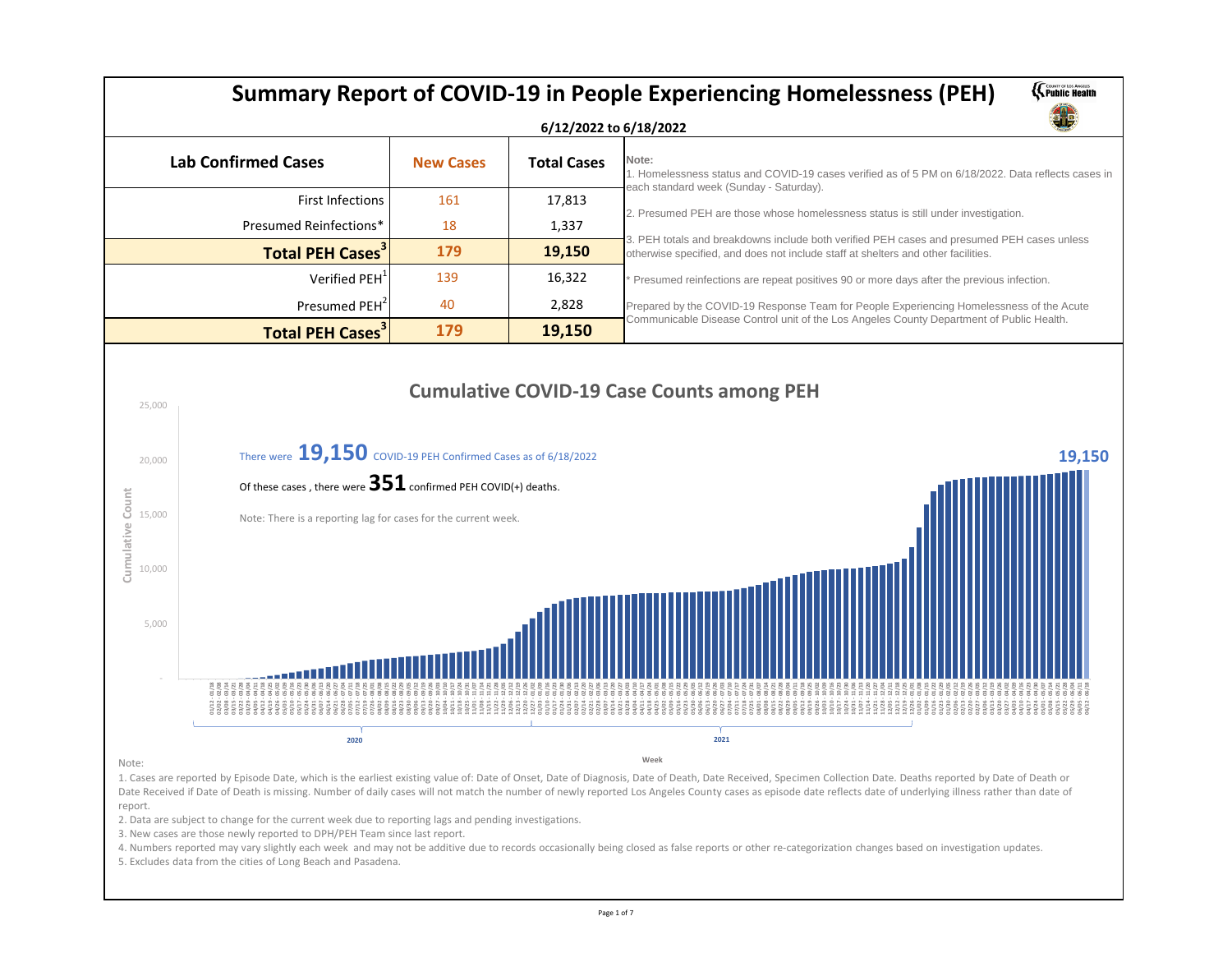# Summary Report of COVID-19 in People Experiencing Homelessness (PEH)

**6/12/2022 to 6/18/2022**

| Lab Confirmed Cases | New Cases | Total Cases |
|---|---|---|
| First Infections | 161 | 17,813 |
| Presumed Reinfections* | 18 | 1,337 |
| **Total PEH Cases[3]** | **179** | **19,150** |
| Verified PEH[1] | 139 | 16,322 |
| Presumed PEH[2] | 40 | 2,828 |
| **Total PEH Cases[3]** | **179** | **19,150** |

**Note:**

1. Homelessness status and COVID-19 cases verified as of 5 PM on 6/18/2022. Data reflects cases in each standard week (Sunday - Saturday).
2. Presumed PEH are those whose homelessness status is still under investigation.
3. PEH totals and breakdowns include both verified PEH cases and presumed PEH cases unless otherwise specified, and does not include staff at shelters and other facilities.

\* Presumed reinfections are repeat positives 90 or more days after the previous infection.

Prepared by the COVID-19 Response Team for People Experiencing Homelessness of the Acute Communicable Disease Control unit of the Los Angeles County Department of Public Health.

## Cumulative COVID-19 Case Counts among PEH

There were **19,150** COVID-19 PEH Confirmed Cases as of 6/18/2022

Of these cases , there were **351** confirmed PEH COVID(+) deaths.

Note: There is a reporting lag for cases for the current week.

Note:

1. Cases are reported by Episode Date, which is the earliest existing value of: Date of Onset, Date of Diagnosis, Date of Death, Date Received, Specimen Collection Date. Deaths reported by Date of Death or Date Received if Date of Death is missing. Number of daily cases will not match the number of newly reported Los Angeles County cases as episode date reflects date of underlying illness rather than date of report.
2. Data are subject to change for the current week due to reporting lags and pending investigations.
3. New cases are those newly reported to DPH/PEH Team since last report.
4. Numbers reported may vary slightly each week and may not be additive due to records occasionally being closed as false reports or other re-categorization changes based on investigation updates.
5. Excludes data from the cities of Long Beach and Pasadena.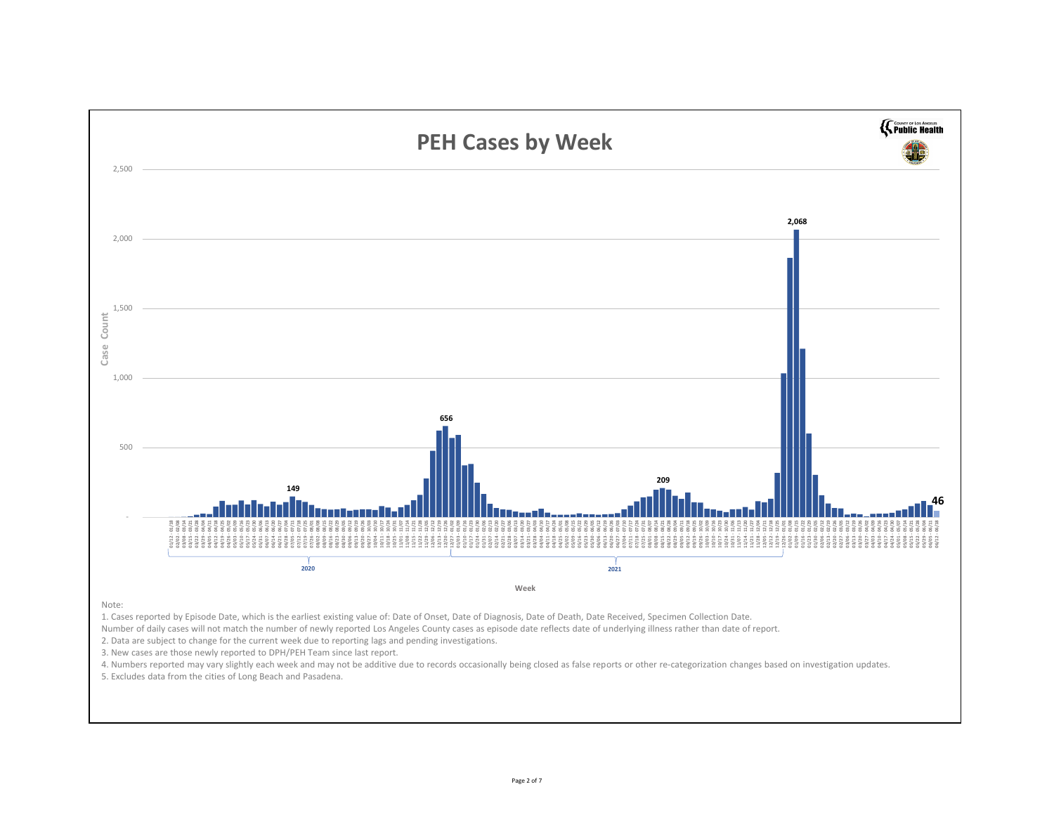# PEH Cases by Week

Note:

1. Cases reported by Episode Date, which is the earliest existing value of: Date of Onset, Date of Diagnosis, Date of Death, Date Received, Specimen Collection Date.

Number of daily cases will not match the number of newly reported Los Angeles County cases as episode date reflects date of underlying illness rather than date of report.

2. Data are subject to change for the current week due to reporting lags and pending investigations.
3. New cases are those newly reported to DPH/PEH Team since last report.
4. Numbers reported may vary slightly each week and may not be additive due to records occasionally being closed as false reports or other re-categorization changes based on investigation updates.
5. Excludes data from the cities of Long Beach and Pasadena.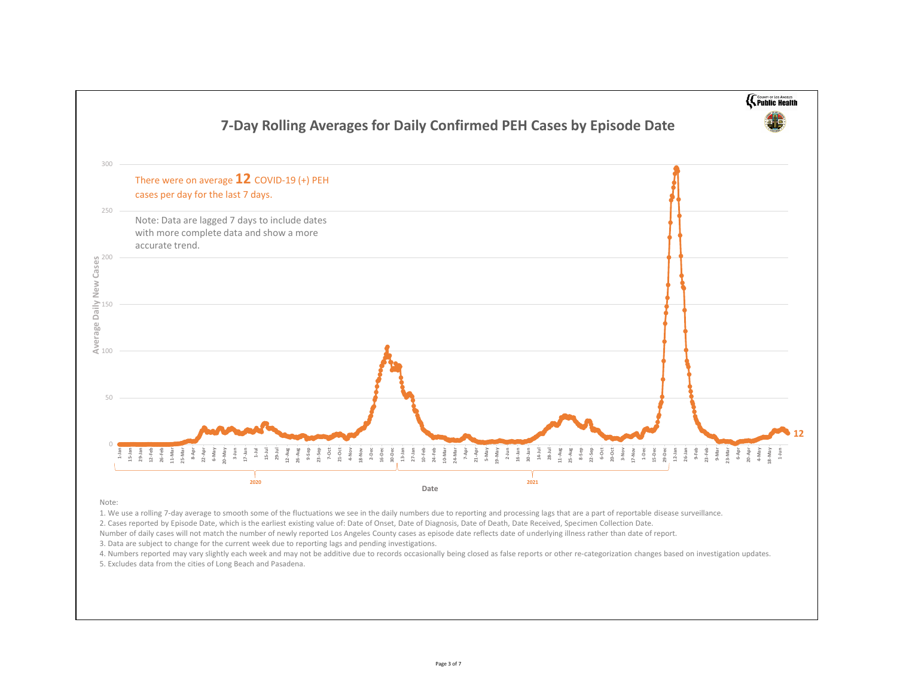County of Los Angeles Public Health

# 7-Day Rolling Averages for Daily Confirmed PEH Cases by Episode Date

There were on average **12** COVID-19 (+) PEH cases per day for the last 7 days.

Note: Data are lagged 7 days to include dates with more complete data and show a more accurate trend.

Note:

1. We use a rolling 7-day average to smooth some of the fluctuations we see in the daily numbers due to reporting and processing lags that are a part of reportable disease surveillance.
2. Cases reported by Episode Date, which is the earliest existing value of: Date of Onset, Date of Diagnosis, Date of Death, Date Received, Specimen Collection Date.

Number of daily cases will not match the number of newly reported Los Angeles County cases as episode date reflects date of underlying illness rather than date of report.

3. Data are subject to change for the current week due to reporting lags and pending investigations.
4. Numbers reported may vary slightly each week and may not be additive due to records occasionally being closed as false reports or other re-categorization changes based on investigation updates.
5. Excludes data from the cities of Long Beach and Pasadena.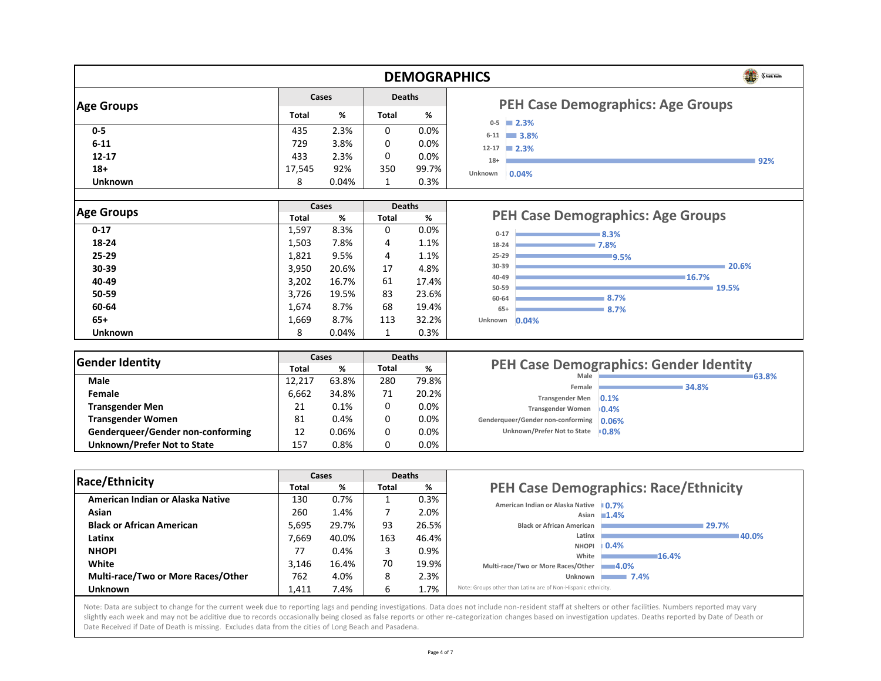# DEMOGRAPHICS

| Age Groups | Cases | | Deaths | |
|---|---|---|---|---|
| | Total | % | Total | % |
| 0-5 | 435 | 2.3% | 0 | 0.0% |
| 6-11 | 729 | 3.8% | 0 | 0.0% |
| 12-17 | 433 | 2.3% | 0 | 0.0% |
| 18+ | 17,545 | 92% | 350 | 99.7% |
| Unknown | 8 | 0.04% | 1 | 0.3% |

**PEH Case Demographics: Age Groups**

| Age Groups | Cases | | Deaths | |
|---|---|---|---|---|
| | Total | % | Total | % |
| 0-17 | 1,597 | 8.3% | 0 | 0.0% |
| 18-24 | 1,503 | 7.8% | 4 | 1.1% |
| 25-29 | 1,821 | 9.5% | 4 | 1.1% |
| 30-39 | 3,950 | 20.6% | 17 | 4.8% |
| 40-49 | 3,202 | 16.7% | 61 | 17.4% |
| 50-59 | 3,726 | 19.5% | 83 | 23.6% |
| 60-64 | 1,674 | 8.7% | 68 | 19.4% |
| 65+ | 1,669 | 8.7% | 113 | 32.2% |
| Unknown | 8 | 0.04% | 1 | 0.3% |

**PEH Case Demographics: Age Groups**

| Gender Identity | Cases | | Deaths | |
|---|---|---|---|---|
| | Total | % | Total | % |
| Male | 12,217 | 63.8% | 280 | 79.8% |
| Female | 6,662 | 34.8% | 71 | 20.2% |
| Transgender Men | 21 | 0.1% | 0 | 0.0% |
| Transgender Women | 81 | 0.4% | 0 | 0.0% |
| Genderqueer/Gender non-conforming | 12 | 0.06% | 0 | 0.0% |
| Unknown/Prefer Not to State | 157 | 0.8% | 0 | 0.0% |

**PEH Case Demographics: Gender Identity**

| Race/Ethnicity | Cases | | Deaths | |
|---|---|---|---|---|
| | Total | % | Total | % |
| American Indian or Alaska Native | 130 | 0.7% | 1 | 0.3% |
| Asian | 260 | 1.4% | 7 | 2.0% |
| Black or African American | 5,695 | 29.7% | 93 | 26.5% |
| Latinx | 7,669 | 40.0% | 163 | 46.4% |
| NHOPI | 77 | 0.4% | 3 | 0.9% |
| White | 3,146 | 16.4% | 70 | 19.9% |
| Multi-race/Two or More Races/Other | 762 | 4.0% | 8 | 2.3% |
| Unknown | 1,411 | 7.4% | 6 | 1.7% |

**PEH Case Demographics: Race/Ethnicity**

Note: Groups other than Latinx are of Non-Hispanic ethnicity.

Note: Data are subject to change for the current week due to reporting lags and pending investigations. Data does not include non-resident staff at shelters or other facilities. Numbers reported may vary slightly each week and may not be additive due to records occasionally being closed as false reports or other re-categorization changes based on investigation updates. Deaths reported by Date of Death or Date Received if Date of Death is missing. Excludes data from the cities of Long Beach and Pasadena.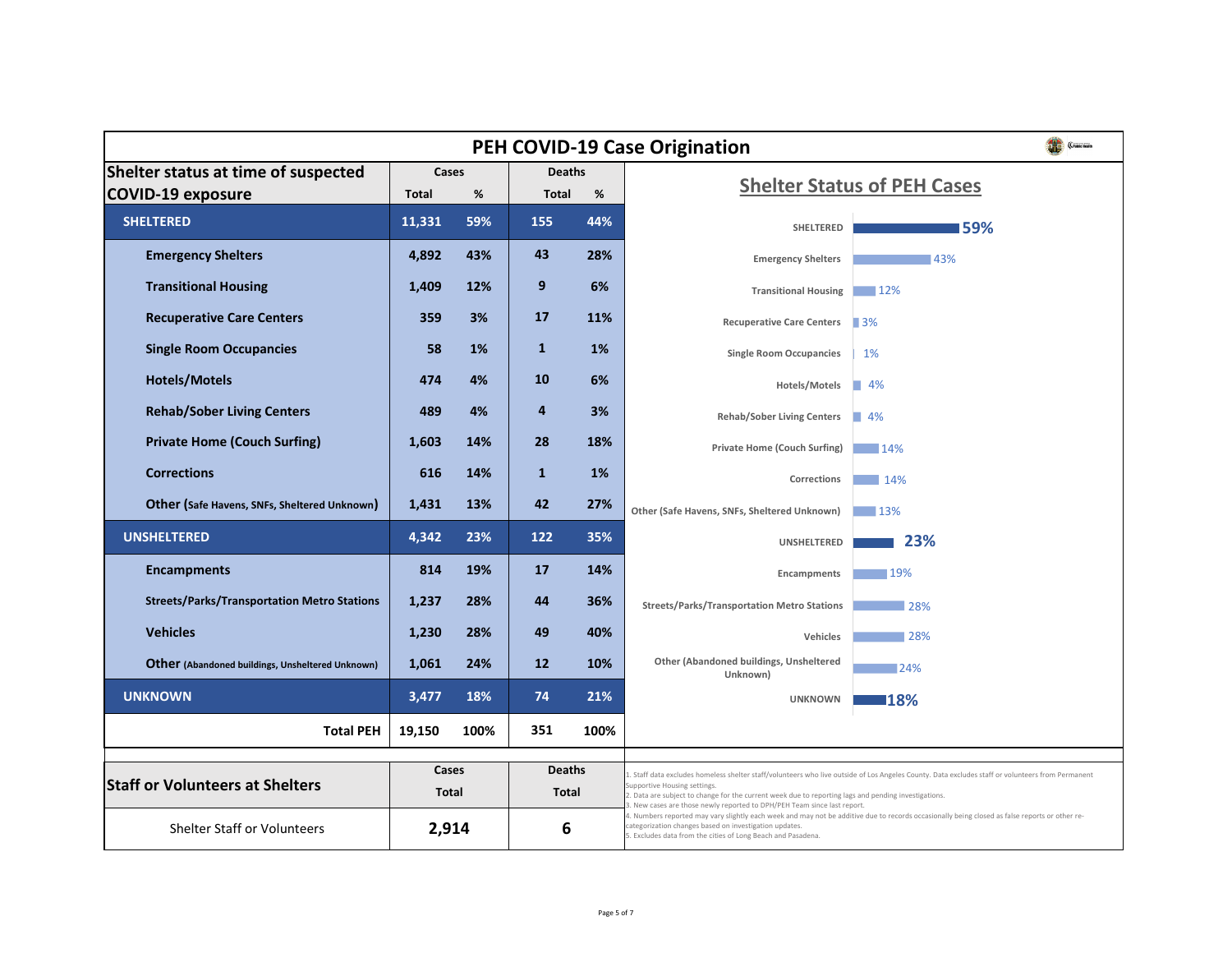# PEH COVID-19 Case Origination

| Shelter status at time of suspected COVID-19 exposure | Cases Total | Cases % | Deaths Total | Deaths % |
|---|---|---|---|---|
| **SHELTERED** | **11,331** | **59%** | **155** | **44%** |
| Emergency Shelters | 4,892 | 43% | 43 | 28% |
| Transitional Housing | 1,409 | 12% | 9 | 6% |
| Recuperative Care Centers | 359 | 3% | 17 | 11% |
| Single Room Occupancies | 58 | 1% | 1 | 1% |
| Hotels/Motels | 474 | 4% | 10 | 6% |
| Rehab/Sober Living Centers | 489 | 4% | 4 | 3% |
| Private Home (Couch Surfing) | 1,603 | 14% | 28 | 18% |
| Corrections | 616 | 14% | 1 | 1% |
| Other (Safe Havens, SNFs, Sheltered Unknown) | 1,431 | 13% | 42 | 27% |
| **UNSHELTERED** | **4,342** | **23%** | **122** | **35%** |
| Encampments | 814 | 19% | 17 | 14% |
| Streets/Parks/Transportation Metro Stations | 1,237 | 28% | 44 | 36% |
| Vehicles | 1,230 | 28% | 49 | 40% |
| Other (Abandoned buildings, Unsheltered Unknown) | 1,061 | 24% | 12 | 10% |
| **UNKNOWN** | **3,477** | **18%** | **74** | **21%** |
| **Total PEH** | **19,150** | **100%** | **351** | **100%** |

## Shelter Status of PEH Cases

| Category | % |
|---|---|
| SHELTERED | 59% |
| Emergency Shelters | 43% |
| Transitional Housing | 12% |
| Recuperative Care Centers | 3% |
| Single Room Occupancies | 1% |
| Hotels/Motels | 4% |
| Rehab/Sober Living Centers | 4% |
| Private Home (Couch Surfing) | 14% |
| Corrections | 14% |
| Other (Safe Havens, SNFs, Sheltered Unknown) | 13% |
| UNSHELTERED | 23% |
| Encampments | 19% |
| Streets/Parks/Transportation Metro Stations | 28% |
| Vehicles | 28% |
| Other (Abandoned buildings, Unsheltered Unknown) | 24% |
| UNKNOWN | 18% |

| Staff or Volunteers at Shelters | Cases Total | Deaths Total |
|---|---|---|
| Shelter Staff or Volunteers | **2,914** | **6** |

1. Staff data excludes homeless shelter staff/volunteers who live outside of Los Angeles County. Data excludes staff or volunteers from Permanent Supportive Housing settings.
2. Data are subject to change for the current week due to reporting lags and pending investigations.
3. New cases are those newly reported to DPH/PEH Team since last report.
4. Numbers reported may vary slightly each week and may not be additive due to records occasionally being closed as false reports or other re-categorization changes based on investigation updates.
5. Excludes data from the cities of Long Beach and Pasadena.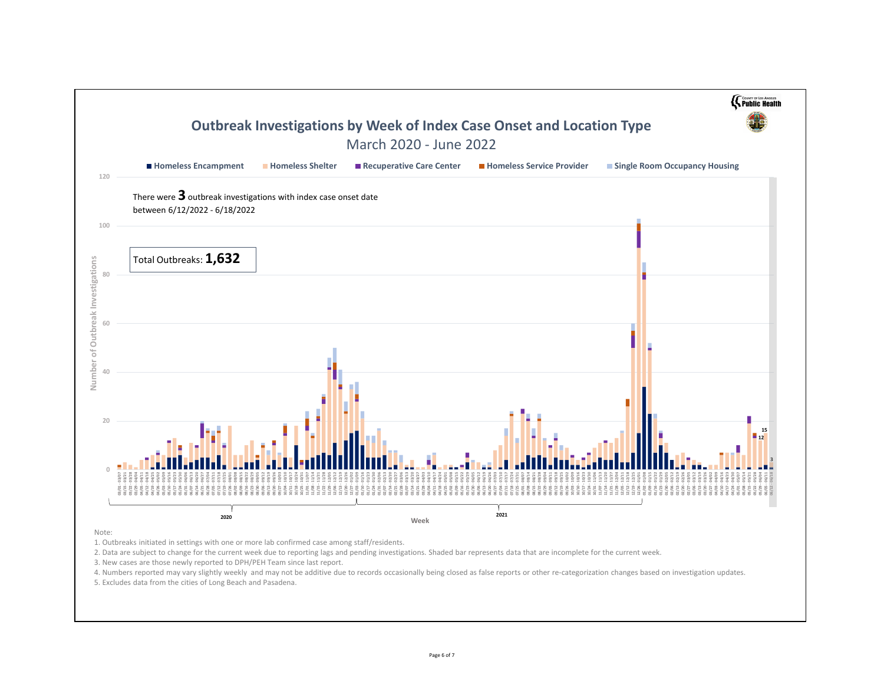# Outbreak Investigations by Week of Index Case Onset and Location Type

## March 2020 - June 2022

Homeless Encampment | Homeless Shelter | Recuperative Care Center | Homeless Service Provider | Single Room Occupancy Housing

There were **3** outbreak investigations with index case onset date between 6/12/2022 - 6/18/2022

Total Outbreaks: **1,632**

Note:

1. Outbreaks initiated in settings with one or more lab confirmed case among staff/residents.
2. Data are subject to change for the current week due to reporting lags and pending investigations. Shaded bar represents data that are incomplete for the current week.
3. New cases are those newly reported to DPH/PEH Team since last report.
4. Numbers reported may vary slightly weekly and may not be additive due to records occasionally being closed as false reports or other re-categorization changes based on investigation updates.
5. Excludes data from the cities of Long Beach and Pasadena.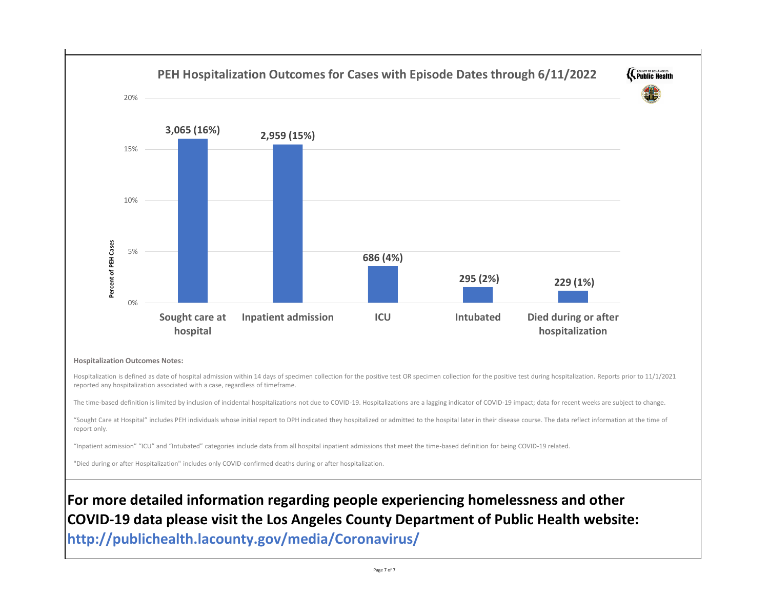## PEH Hospitalization Outcomes for Cases with Episode Dates through 6/11/2022

County of Los Angeles Public Health

20%
15%
10%
5%
0%

Percent of PEH Cases

3,065 (16%)
2,959 (15%)
686 (4%)
295 (2%)
229 (1%)

Sought care at hospital
Inpatient admission
ICU
Intubated
Died during or after hospitalization

**Hospitalization Outcomes Notes:**

Hospitalization is defined as date of hospital admission within 14 days of specimen collection for the positive test OR specimen collection for the positive test during hospitalization. Reports prior to 11/1/2021 reported any hospitalization associated with a case, regardless of timeframe.

The time-based definition is limited by inclusion of incidental hospitalizations not due to COVID-19. Hospitalizations are a lagging indicator of COVID-19 impact; data for recent weeks are subject to change.

"Sought Care at Hospital" includes PEH individuals whose initial report to DPH indicated they hospitalized or admitted to the hospital later in their disease course. The data reflect information at the time of report only.

"Inpatient admission" "ICU" and "Intubated" categories include data from all hospital inpatient admissions that meet the time-based definition for being COVID-19 related.

"Died during or after Hospitalization" includes only COVID-confirmed deaths during or after hospitalization.

**For more detailed information regarding people experiencing homelessness and other COVID-19 data please visit the Los Angeles County Department of Public Health website:**
**http://publichealth.lacounty.gov/media/Coronavirus/**